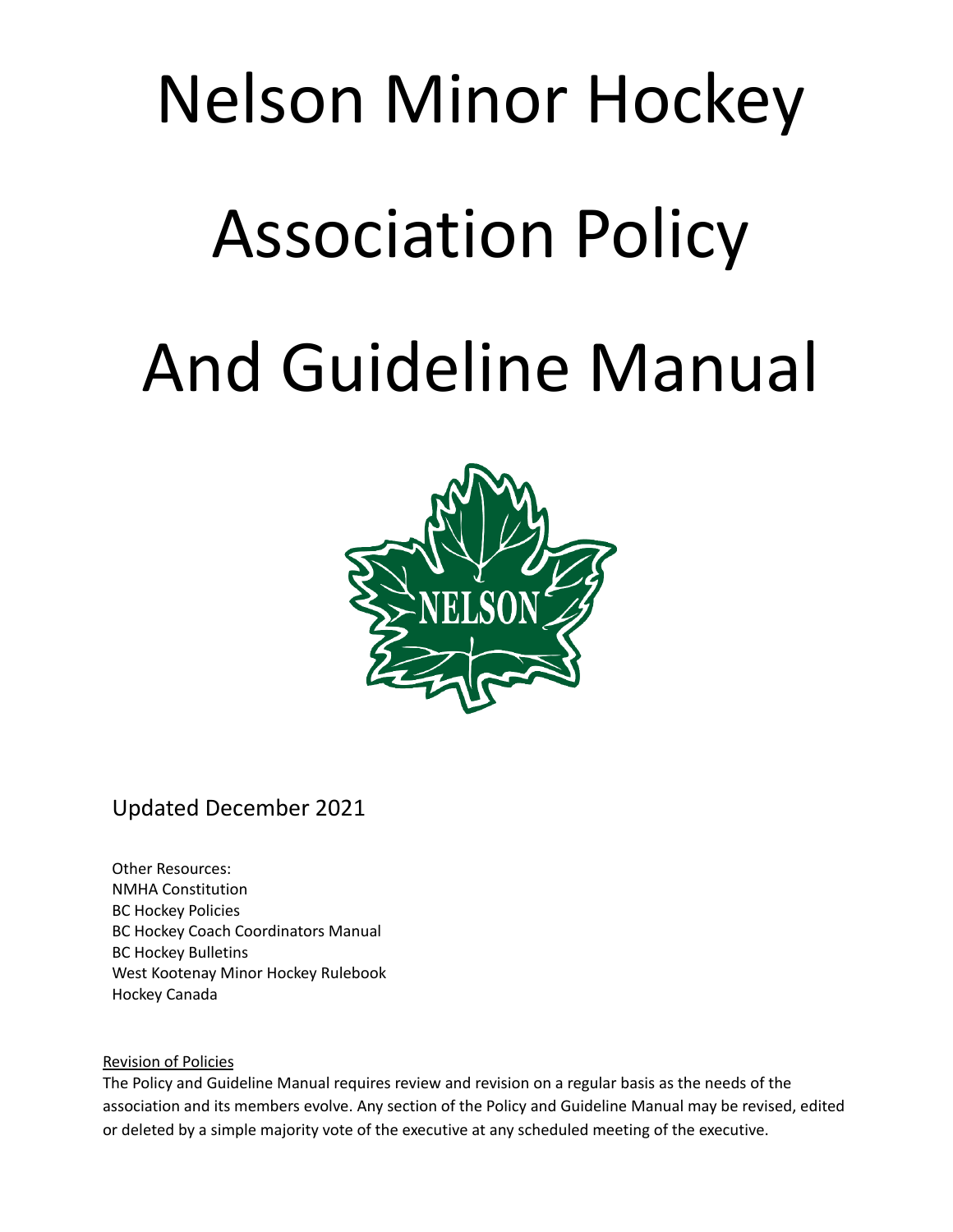# Nelson Minor Hockey Association Policy And Guideline Manual

Updated December 2021

Other Resources:
NMHA Constitution
BC Hockey Policies
BC Hockey Coach Coordinators Manual
BC Hockey Bulletins
West Kootenay Minor Hockey Rulebook
Hockey Canada

Revision of Policies

The Policy and Guideline Manual requires review and revision on a regular basis as the needs of the association and its members evolve. Any section of the Policy and Guideline Manual may be revised, edited or deleted by a simple majority vote of the executive at any scheduled meeting of the executive.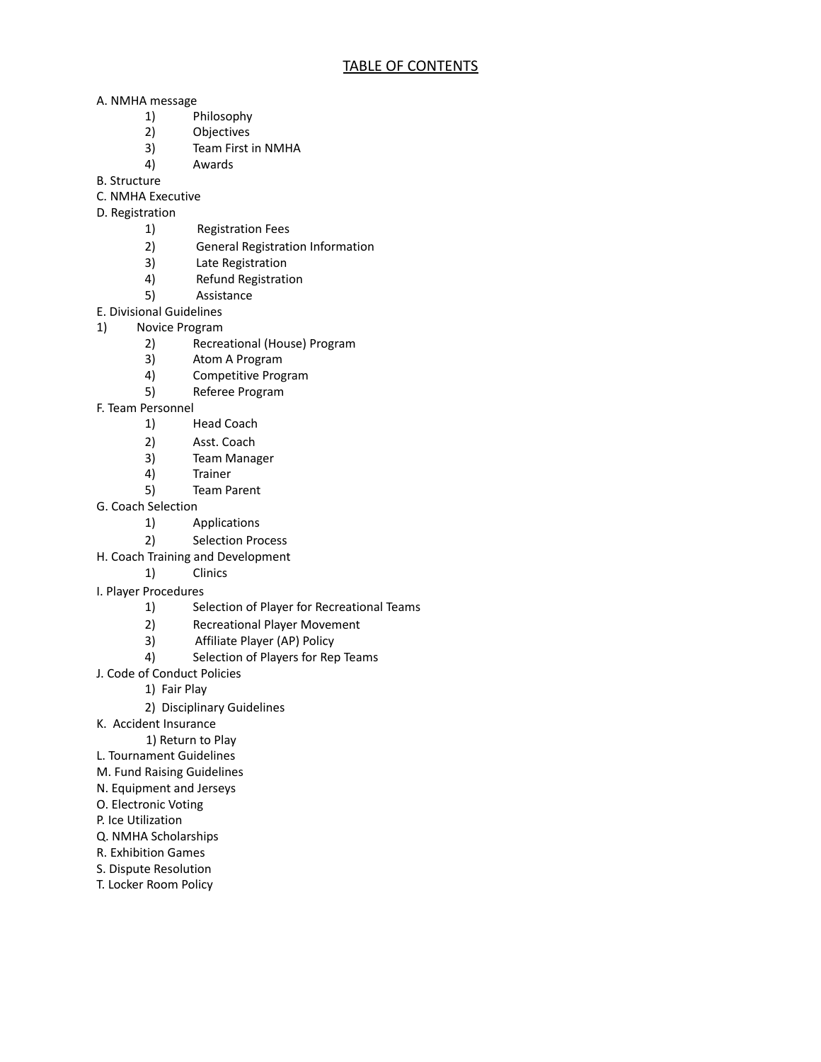# TABLE OF CONTENTS

A. NMHA message
   1) Philosophy
   2) Objectives
   3) Team First in NMHA
   4) Awards

B. Structure

C. NMHA Executive

D. Registration
   1) Registration Fees
   2) General Registration Information
   3) Late Registration
   4) Refund Registration
   5) Assistance

E. Divisional Guidelines
   1) Novice Program
   2) Recreational (House) Program
   3) Atom A Program
   4) Competitive Program
   5) Referee Program

F. Team Personnel
   1) Head Coach
   2) Asst. Coach
   3) Team Manager
   4) Trainer
   5) Team Parent

G. Coach Selection
   1) Applications
   2) Selection Process

H. Coach Training and Development
   1) Clinics

I. Player Procedures
   1) Selection of Player for Recreational Teams
   2) Recreational Player Movement
   3) Affiliate Player (AP) Policy
   4) Selection of Players for Rep Teams

J. Code of Conduct Policies
   1) Fair Play
   2) Disciplinary Guidelines

K. Accident Insurance
   1) Return to Play

L. Tournament Guidelines

M. Fund Raising Guidelines

N. Equipment and Jerseys

O. Electronic Voting

P. Ice Utilization

Q. NMHA Scholarships

R. Exhibition Games

S. Dispute Resolution

T. Locker Room Policy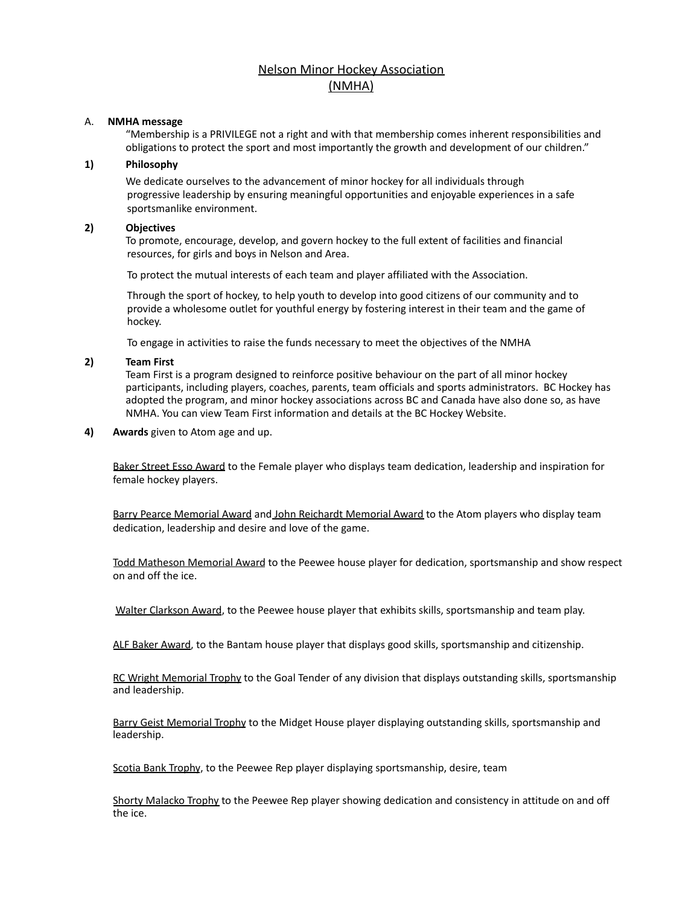# Nelson Minor Hockey Association (NMHA)

A. **NMHA message**

"Membership is a PRIVILEGE not a right and with that membership comes inherent responsibilities and obligations to protect the sport and most importantly the growth and development of our children."

**1) Philosophy**

We dedicate ourselves to the advancement of minor hockey for all individuals through progressive leadership by ensuring meaningful opportunities and enjoyable experiences in a safe sportsmanlike environment.

**2) Objectives**

To promote, encourage, develop, and govern hockey to the full extent of facilities and financial resources, for girls and boys in Nelson and Area.

To protect the mutual interests of each team and player affiliated with the Association.

Through the sport of hockey, to help youth to develop into good citizens of our community and to provide a wholesome outlet for youthful energy by fostering interest in their team and the game of hockey.

To engage in activities to raise the funds necessary to meet the objectives of the NMHA

**2) Team First**

Team First is a program designed to reinforce positive behaviour on the part of all minor hockey participants, including players, coaches, parents, team officials and sports administrators. BC Hockey has adopted the program, and minor hockey associations across BC and Canada have also done so, as have NMHA. You can view Team First information and details at the BC Hockey Website.

**4) Awards** given to Atom age and up.

Baker Street Esso Award to the Female player who displays team dedication, leadership and inspiration for female hockey players.

Barry Pearce Memorial Award and John Reichardt Memorial Award to the Atom players who display team dedication, leadership and desire and love of the game.

Todd Matheson Memorial Award to the Peewee house player for dedication, sportsmanship and show respect on and off the ice.

Walter Clarkson Award, to the Peewee house player that exhibits skills, sportsmanship and team play.

ALF Baker Award, to the Bantam house player that displays good skills, sportsmanship and citizenship.

RC Wright Memorial Trophy to the Goal Tender of any division that displays outstanding skills, sportsmanship and leadership.

Barry Geist Memorial Trophy to the Midget House player displaying outstanding skills, sportsmanship and leadership.

Scotia Bank Trophy, to the Peewee Rep player displaying sportsmanship, desire, team

Shorty Malacko Trophy to the Peewee Rep player showing dedication and consistency in attitude on and off the ice.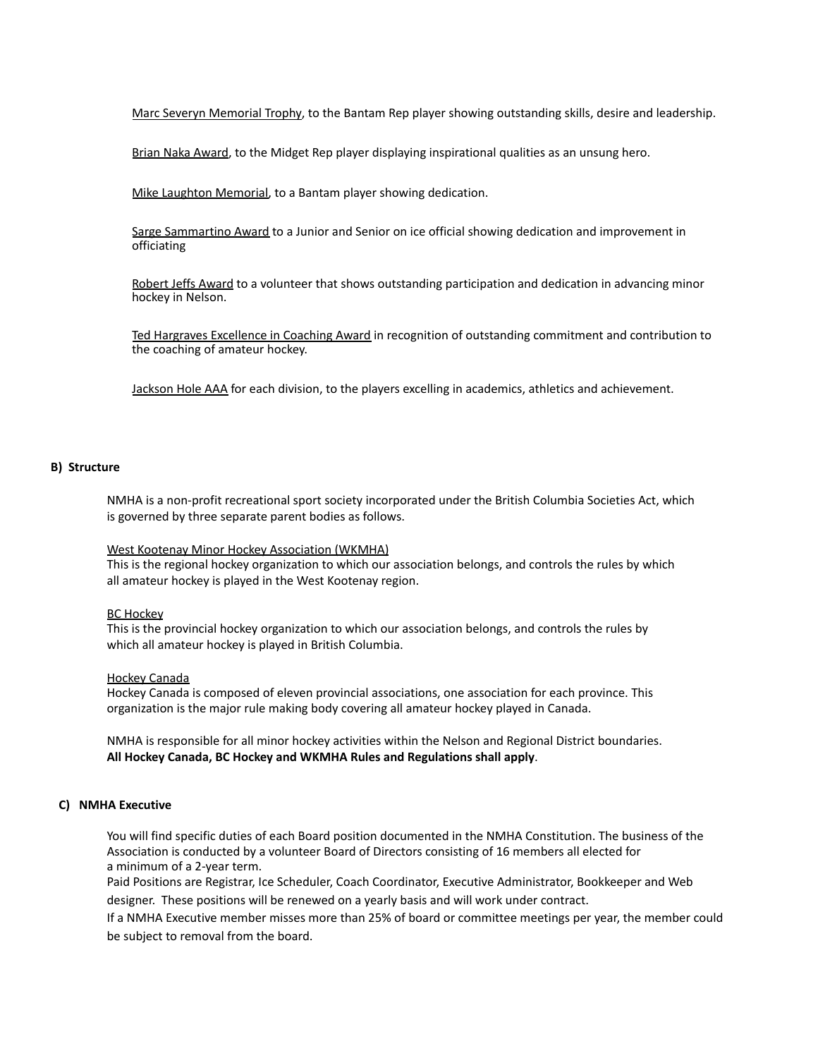<u>Marc Severyn Memorial Trophy</u>, to the Bantam Rep player showing outstanding skills, desire and leadership.

<u>Brian Naka Award</u>, to the Midget Rep player displaying inspirational qualities as an unsung hero.

<u>Mike Laughton Memorial</u>, to a Bantam player showing dedication.

<u>Sarge Sammartino Award</u> to a Junior and Senior on ice official showing dedication and improvement in officiating

<u>Robert Jeffs Award</u> to a volunteer that shows outstanding participation and dedication in advancing minor hockey in Nelson.

<u>Ted Hargraves Excellence in Coaching Award</u> in recognition of outstanding commitment and contribution to the coaching of amateur hockey.

<u>Jackson Hole AAA</u> for each division, to the players excelling in academics, athletics and achievement.

### B) Structure

NMHA is a non-profit recreational sport society incorporated under the British Columbia Societies Act, which is governed by three separate parent bodies as follows.

<u>West Kootenay Minor Hockey Association (WKMHA)</u>
This is the regional hockey organization to which our association belongs, and controls the rules by which all amateur hockey is played in the West Kootenay region.

<u>BC Hockey</u>
This is the provincial hockey organization to which our association belongs, and controls the rules by which all amateur hockey is played in British Columbia.

<u>Hockey Canada</u>
Hockey Canada is composed of eleven provincial associations, one association for each province. This organization is the major rule making body covering all amateur hockey played in Canada.

NMHA is responsible for all minor hockey activities within the Nelson and Regional District boundaries.
**All Hockey Canada, BC Hockey and WKMHA Rules and Regulations shall apply**.

### C) NMHA Executive

You will find specific duties of each Board position documented in the NMHA Constitution. The business of the Association is conducted by a volunteer Board of Directors consisting of 16 members all elected for a minimum of a 2-year term.
Paid Positions are Registrar, Ice Scheduler, Coach Coordinator, Executive Administrator, Bookkeeper and Web designer. These positions will be renewed on a yearly basis and will work under contract.
If a NMHA Executive member misses more than 25% of board or committee meetings per year, the member could be subject to removal from the board.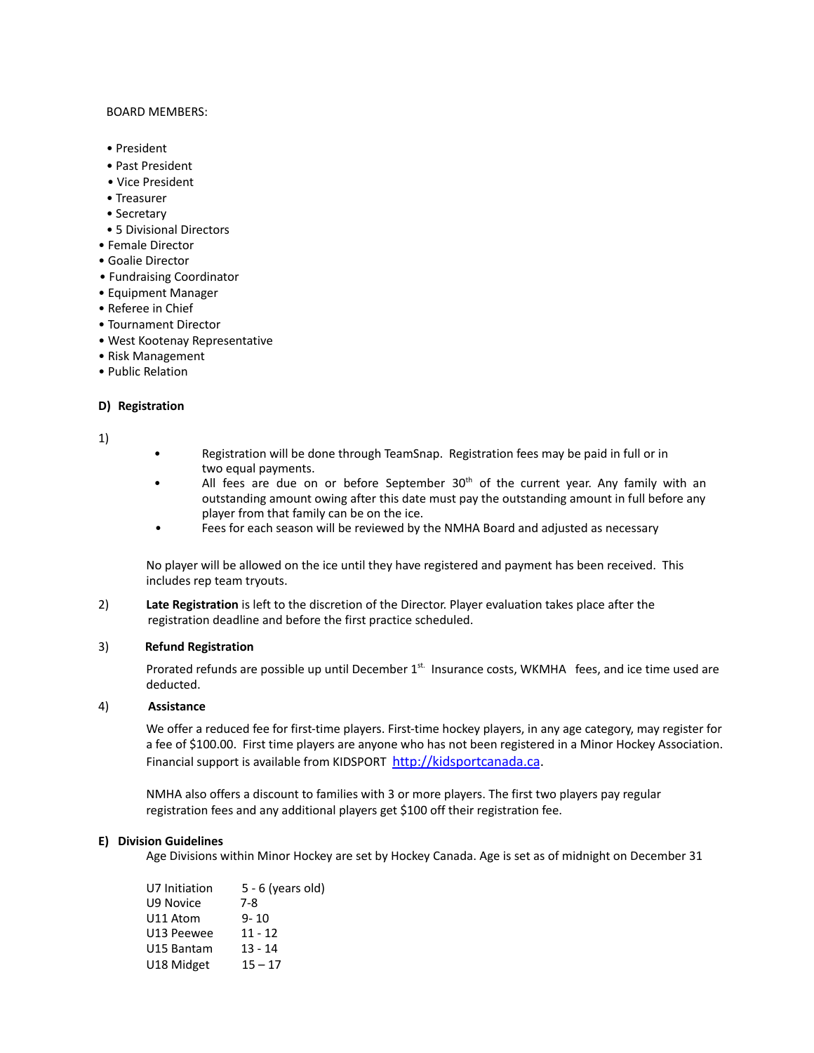BOARD MEMBERS:

- President
- Past President
- Vice President
- Treasurer
- Secretary
- 5 Divisional Directors
- Female Director
- Goalie Director
- Fundraising Coordinator
- Equipment Manager
- Referee in Chief
- Tournament Director
- West Kootenay Representative
- Risk Management
- Public Relation

**D) Registration**

1)

- Registration will be done through TeamSnap. Registration fees may be paid in full or in two equal payments.
- All fees are due on or before September 30th of the current year. Any family with an outstanding amount owing after this date must pay the outstanding amount in full before any player from that family can be on the ice.
- Fees for each season will be reviewed by the NMHA Board and adjusted as necessary

No player will be allowed on the ice until they have registered and payment has been received. This includes rep team tryouts.

2) **Late Registration** is left to the discretion of the Director. Player evaluation takes place after the registration deadline and before the first practice scheduled.

3) **Refund Registration**

Prorated refunds are possible up until December 1st. Insurance costs, WKMHA fees, and ice time used are deducted.

4) **Assistance**

We offer a reduced fee for first-time players. First-time hockey players, in any age category, may register for a fee of $100.00. First time players are anyone who has not been registered in a Minor Hockey Association. Financial support is available from KIDSPORT [http://kidsportcanada.ca](http://kidsportcanada.ca).

NMHA also offers a discount to families with 3 or more players. The first two players pay regular registration fees and any additional players get $100 off their registration fee.

**E) Division Guidelines**

Age Divisions within Minor Hockey are set by Hockey Canada. Age is set as of midnight on December 31

| | |
|---|---|
| U7 Initiation | 5 - 6 (years old) |
| U9 Novice | 7-8 |
| U11 Atom | 9- 10 |
| U13 Peewee | 11 - 12 |
| U15 Bantam | 13 - 14 |
| U18 Midget | 15 – 17 |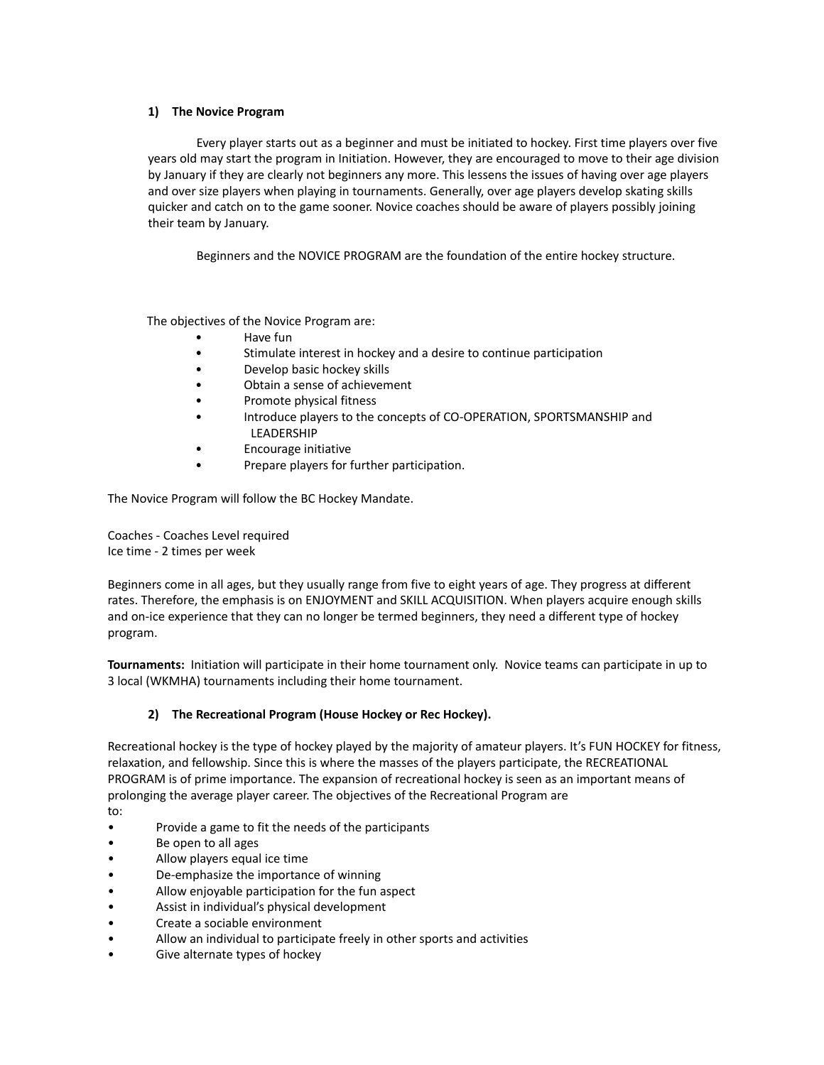### 1) The Novice Program

Every player starts out as a beginner and must be initiated to hockey. First time players over five years old may start the program in Initiation. However, they are encouraged to move to their age division by January if they are clearly not beginners any more. This lessens the issues of having over age players and over size players when playing in tournaments. Generally, over age players develop skating skills quicker and catch on to the game sooner. Novice coaches should be aware of players possibly joining their team by January.

Beginners and the NOVICE PROGRAM are the foundation of the entire hockey structure.

The objectives of the Novice Program are:

- Have fun
- Stimulate interest in hockey and a desire to continue participation
- Develop basic hockey skills
- Obtain a sense of achievement
- Promote physical fitness
- Introduce players to the concepts of CO-OPERATION, SPORTSMANSHIP and LEADERSHIP
- Encourage initiative
- Prepare players for further participation.

The Novice Program will follow the BC Hockey Mandate.

Coaches - Coaches Level required
Ice time - 2 times per week

Beginners come in all ages, but they usually range from five to eight years of age. They progress at different rates. Therefore, the emphasis is on ENJOYMENT and SKILL ACQUISITION. When players acquire enough skills and on-ice experience that they can no longer be termed beginners, they need a different type of hockey program.

**Tournaments:** Initiation will participate in their home tournament only. Novice teams can participate in up to 3 local (WKMHA) tournaments including their home tournament.

### 2) The Recreational Program (House Hockey or Rec Hockey).

Recreational hockey is the type of hockey played by the majority of amateur players. It's FUN HOCKEY for fitness, relaxation, and fellowship. Since this is where the masses of the players participate, the RECREATIONAL PROGRAM is of prime importance. The expansion of recreational hockey is seen as an important means of prolonging the average player career. The objectives of the Recreational Program are to:

- Provide a game to fit the needs of the participants
- Be open to all ages
- Allow players equal ice time
- De-emphasize the importance of winning
- Allow enjoyable participation for the fun aspect
- Assist in individual's physical development
- Create a sociable environment
- Allow an individual to participate freely in other sports and activities
- Give alternate types of hockey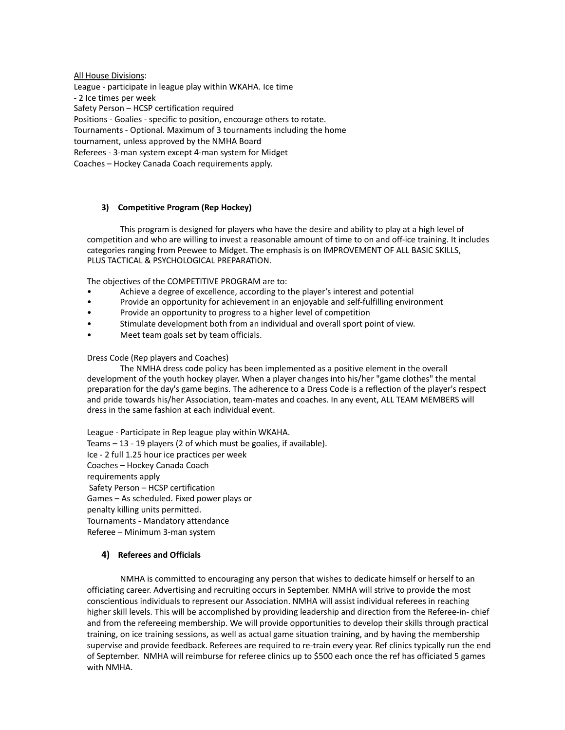<u>All House Divisions</u>:
League - participate in league play within WKAHA. Ice time
- 2 Ice times per week
Safety Person – HCSP certification required
Positions - Goalies - specific to position, encourage others to rotate.
Tournaments - Optional. Maximum of 3 tournaments including the home tournament, unless approved by the NMHA Board
Referees - 3-man system except 4-man system for Midget
Coaches – Hockey Canada Coach requirements apply.

### 3) Competitive Program (Rep Hockey)

This program is designed for players who have the desire and ability to play at a high level of competition and who are willing to invest a reasonable amount of time to on and off-ice training. It includes categories ranging from Peewee to Midget. The emphasis is on IMPROVEMENT OF ALL BASIC SKILLS, PLUS TACTICAL & PSYCHOLOGICAL PREPARATION.

The objectives of the COMPETITIVE PROGRAM are to:

- Achieve a degree of excellence, according to the player's interest and potential
- Provide an opportunity for achievement in an enjoyable and self-fulfilling environment
- Provide an opportunity to progress to a higher level of competition
- Stimulate development both from an individual and overall sport point of view.
- Meet team goals set by team officials.

Dress Code (Rep players and Coaches)

The NMHA dress code policy has been implemented as a positive element in the overall development of the youth hockey player. When a player changes into his/her "game clothes" the mental preparation for the day's game begins. The adherence to a Dress Code is a reflection of the player's respect and pride towards his/her Association, team-mates and coaches. In any event, ALL TEAM MEMBERS will dress in the same fashion at each individual event.

League - Participate in Rep league play within WKAHA.
Teams – 13 - 19 players (2 of which must be goalies, if available).
Ice - 2 full 1.25 hour ice practices per week
Coaches – Hockey Canada Coach requirements apply
Safety Person – HCSP certification
Games – As scheduled. Fixed power plays or penalty killing units permitted.
Tournaments - Mandatory attendance
Referee – Minimum 3-man system

### 4) Referees and Officials

NMHA is committed to encouraging any person that wishes to dedicate himself or herself to an officiating career. Advertising and recruiting occurs in September. NMHA will strive to provide the most conscientious individuals to represent our Association. NMHA will assist individual referees in reaching higher skill levels. This will be accomplished by providing leadership and direction from the Referee-in- chief and from the refereeing membership. We will provide opportunities to develop their skills through practical training, on ice training sessions, as well as actual game situation training, and by having the membership supervise and provide feedback. Referees are required to re-train every year. Ref clinics typically run the end of September. NMHA will reimburse for referee clinics up to $500 each once the ref has officiated 5 games with NMHA.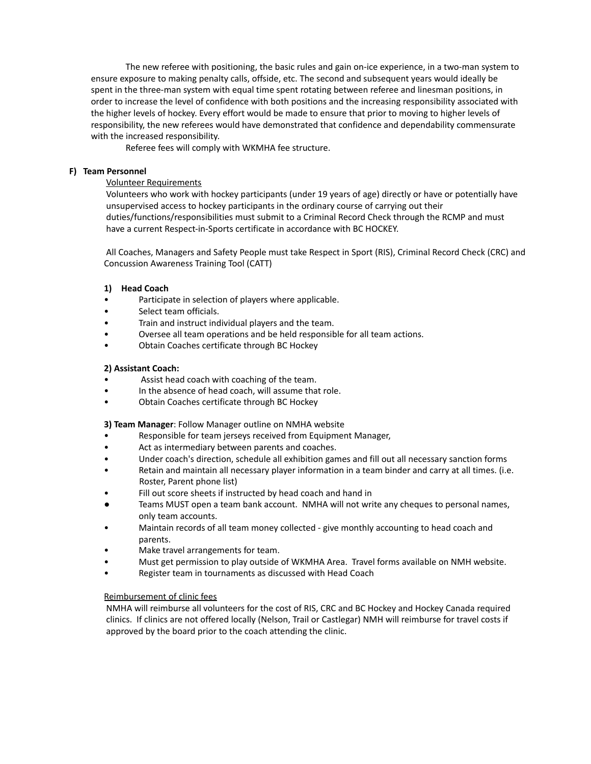The new referee with positioning, the basic rules and gain on-ice experience, in a two-man system to ensure exposure to making penalty calls, offside, etc. The second and subsequent years would ideally be spent in the three-man system with equal time spent rotating between referee and linesman positions, in order to increase the level of confidence with both positions and the increasing responsibility associated with the higher levels of hockey. Every effort would be made to ensure that prior to moving to higher levels of responsibility, the new referees would have demonstrated that confidence and dependability commensurate with the increased responsibility.

Referee fees will comply with WKMHA fee structure.

**F) Team Personnel**

Volunteer Requirements

Volunteers who work with hockey participants (under 19 years of age) directly or have or potentially have unsupervised access to hockey participants in the ordinary course of carrying out their duties/functions/responsibilities must submit to a Criminal Record Check through the RCMP and must have a current Respect-in-Sports certificate in accordance with BC HOCKEY.

All Coaches, Managers and Safety People must take Respect in Sport (RIS), Criminal Record Check (CRC) and Concussion Awareness Training Tool (CATT)

**1) Head Coach**

- Participate in selection of players where applicable.
- Select team officials.
- Train and instruct individual players and the team.
- Oversee all team operations and be held responsible for all team actions.
- Obtain Coaches certificate through BC Hockey

**2) Assistant Coach:**

- Assist head coach with coaching of the team.
- In the absence of head coach, will assume that role.
- Obtain Coaches certificate through BC Hockey

**3) Team Manager**: Follow Manager outline on NMHA website

- Responsible for team jerseys received from Equipment Manager,
- Act as intermediary between parents and coaches.
- Under coach's direction, schedule all exhibition games and fill out all necessary sanction forms
- Retain and maintain all necessary player information in a team binder and carry at all times. (i.e. Roster, Parent phone list)
- Fill out score sheets if instructed by head coach and hand in
- Teams MUST open a team bank account. NMHA will not write any cheques to personal names, only team accounts.
- Maintain records of all team money collected - give monthly accounting to head coach and parents.
- Make travel arrangements for team.
- Must get permission to play outside of WKMHA Area. Travel forms available on NMH website.
- Register team in tournaments as discussed with Head Coach

Reimbursement of clinic fees

NMHA will reimburse all volunteers for the cost of RIS, CRC and BC Hockey and Hockey Canada required clinics. If clinics are not offered locally (Nelson, Trail or Castlegar) NMH will reimburse for travel costs if approved by the board prior to the coach attending the clinic.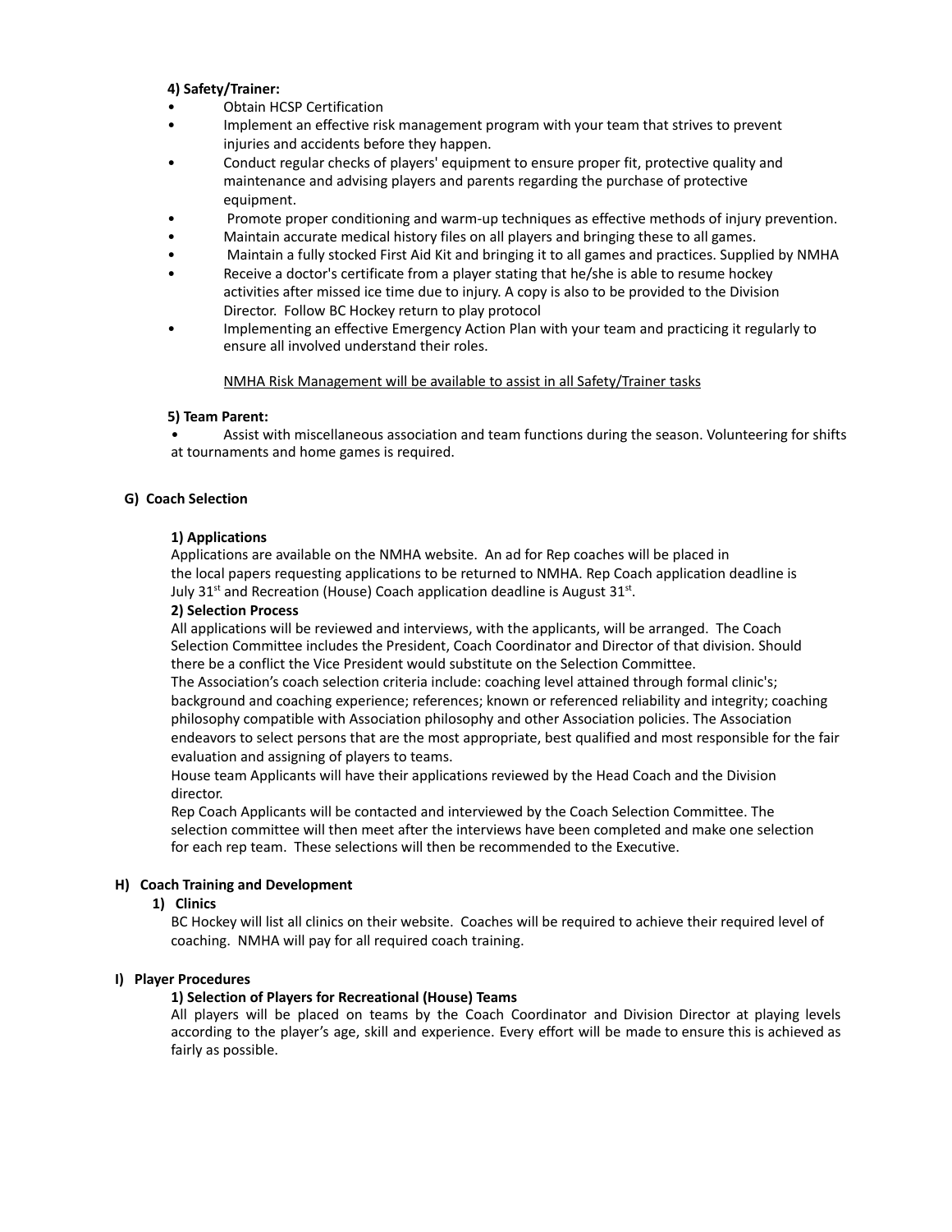**4) Safety/Trainer:**

- Obtain HCSP Certification
- Implement an effective risk management program with your team that strives to prevent injuries and accidents before they happen.
- Conduct regular checks of players' equipment to ensure proper fit, protective quality and maintenance and advising players and parents regarding the purchase of protective equipment.
- Promote proper conditioning and warm-up techniques as effective methods of injury prevention.
- Maintain accurate medical history files on all players and bringing these to all games.
- Maintain a fully stocked First Aid Kit and bringing it to all games and practices. Supplied by NMHA
- Receive a doctor's certificate from a player stating that he/she is able to resume hockey activities after missed ice time due to injury. A copy is also to be provided to the Division Director. Follow BC Hockey return to play protocol
- Implementing an effective Emergency Action Plan with your team and practicing it regularly to ensure all involved understand their roles.

NMHA Risk Management will be available to assist in all Safety/Trainer tasks

**5) Team Parent:**

- Assist with miscellaneous association and team functions during the season. Volunteering for shifts at tournaments and home games is required.

## G) Coach Selection

**1) Applications**

Applications are available on the NMHA website. An ad for Rep coaches will be placed in the local papers requesting applications to be returned to NMHA. Rep Coach application deadline is July 31st and Recreation (House) Coach application deadline is August 31st.

**2) Selection Process**

All applications will be reviewed and interviews, with the applicants, will be arranged. The Coach Selection Committee includes the President, Coach Coordinator and Director of that division. Should there be a conflict the Vice President would substitute on the Selection Committee.

The Association's coach selection criteria include: coaching level attained through formal clinic's; background and coaching experience; references; known or referenced reliability and integrity; coaching philosophy compatible with Association philosophy and other Association policies. The Association endeavors to select persons that are the most appropriate, best qualified and most responsible for the fair evaluation and assigning of players to teams.

House team Applicants will have their applications reviewed by the Head Coach and the Division director.

Rep Coach Applicants will be contacted and interviewed by the Coach Selection Committee. The selection committee will then meet after the interviews have been completed and make one selection for each rep team. These selections will then be recommended to the Executive.

## H) Coach Training and Development

**1) Clinics**

BC Hockey will list all clinics on their website. Coaches will be required to achieve their required level of coaching. NMHA will pay for all required coach training.

## I) Player Procedures

**1) Selection of Players for Recreational (House) Teams**

All players will be placed on teams by the Coach Coordinator and Division Director at playing levels according to the player's age, skill and experience. Every effort will be made to ensure this is achieved as fairly as possible.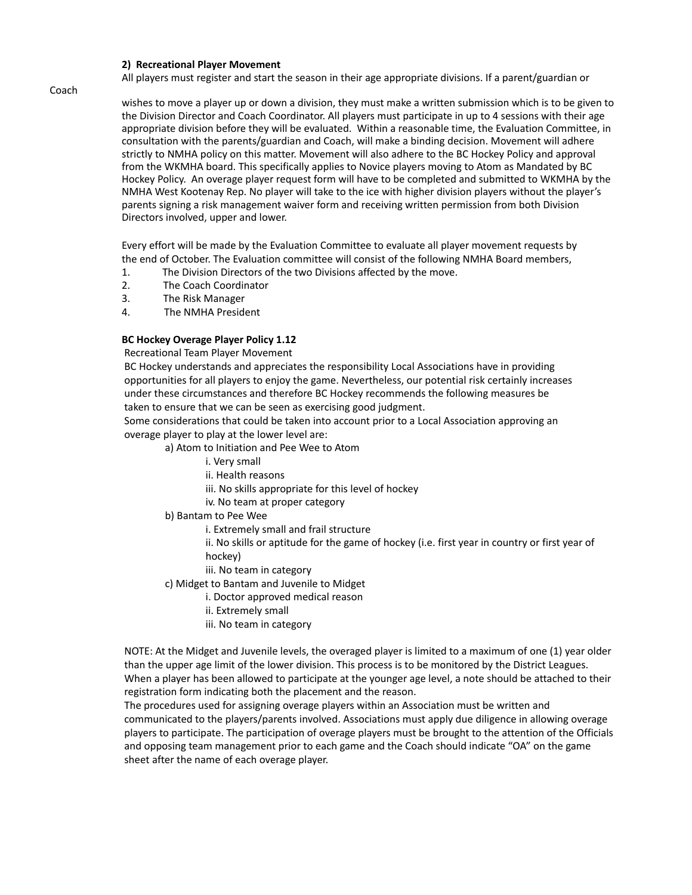**2) Recreational Player Movement**

All players must register and start the season in their age appropriate divisions. If a parent/guardian or Coach wishes to move a player up or down a division, they must make a written submission which is to be given to the Division Director and Coach Coordinator. All players must participate in up to 4 sessions with their age appropriate division before they will be evaluated. Within a reasonable time, the Evaluation Committee, in consultation with the parents/guardian and Coach, will make a binding decision. Movement will adhere strictly to NMHA policy on this matter. Movement will also adhere to the BC Hockey Policy and approval from the WKMHA board. This specifically applies to Novice players moving to Atom as Mandated by BC Hockey Policy. An overage player request form will have to be completed and submitted to WKMHA by the NMHA West Kootenay Rep. No player will take to the ice with higher division players without the player's parents signing a risk management waiver form and receiving written permission from both Division Directors involved, upper and lower.

Every effort will be made by the Evaluation Committee to evaluate all player movement requests by the end of October. The Evaluation committee will consist of the following NMHA Board members,

1. The Division Directors of the two Divisions affected by the move.
2. The Coach Coordinator
3. The Risk Manager
4. The NMHA President

**BC Hockey Overage Player Policy 1.12**

Recreational Team Player Movement

BC Hockey understands and appreciates the responsibility Local Associations have in providing opportunities for all players to enjoy the game. Nevertheless, our potential risk certainly increases under these circumstances and therefore BC Hockey recommends the following measures be taken to ensure that we can be seen as exercising good judgment.

Some considerations that could be taken into account prior to a Local Association approving an overage player to play at the lower level are:

- a) Atom to Initiation and Pee Wee to Atom
  - i. Very small
  - ii. Health reasons
  - iii. No skills appropriate for this level of hockey
  - iv. No team at proper category
- b) Bantam to Pee Wee
  - i. Extremely small and frail structure
  - ii. No skills or aptitude for the game of hockey (i.e. first year in country or first year of hockey)
  - iii. No team in category
- c) Midget to Bantam and Juvenile to Midget
  - i. Doctor approved medical reason
  - ii. Extremely small
  - iii. No team in category

NOTE: At the Midget and Juvenile levels, the overaged player is limited to a maximum of one (1) year older than the upper age limit of the lower division. This process is to be monitored by the District Leagues. When a player has been allowed to participate at the younger age level, a note should be attached to their registration form indicating both the placement and the reason.

The procedures used for assigning overage players within an Association must be written and communicated to the players/parents involved. Associations must apply due diligence in allowing overage players to participate. The participation of overage players must be brought to the attention of the Officials and opposing team management prior to each game and the Coach should indicate "OA" on the game sheet after the name of each overage player.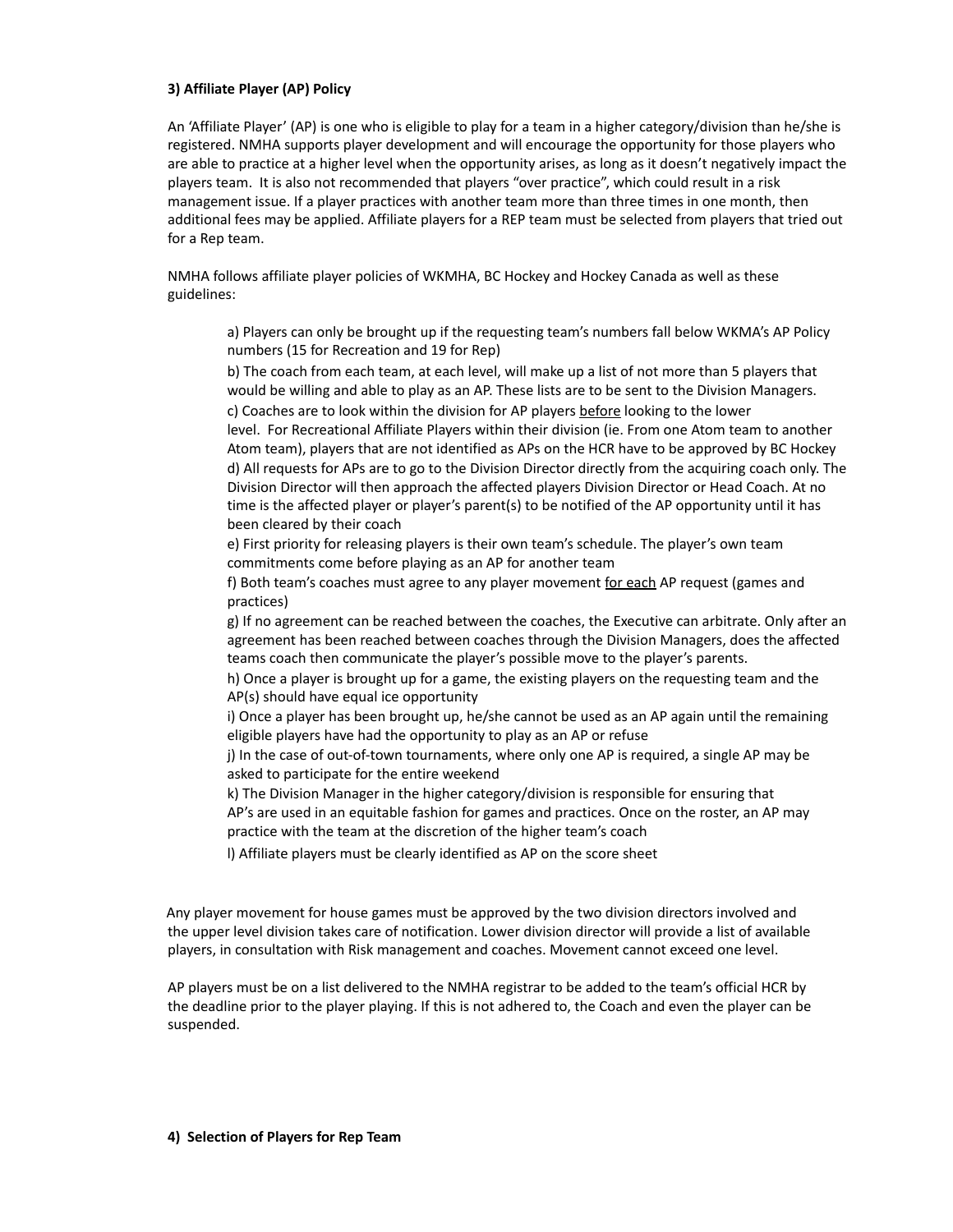**3) Affiliate Player (AP) Policy**

An 'Affiliate Player' (AP) is one who is eligible to play for a team in a higher category/division than he/she is registered. NMHA supports player development and will encourage the opportunity for those players who are able to practice at a higher level when the opportunity arises, as long as it doesn't negatively impact the players team. It is also not recommended that players "over practice", which could result in a risk management issue. If a player practices with another team more than three times in one month, then additional fees may be applied. Affiliate players for a REP team must be selected from players that tried out for a Rep team.

NMHA follows affiliate player policies of WKMHA, BC Hockey and Hockey Canada as well as these guidelines:

a) Players can only be brought up if the requesting team's numbers fall below WKMA's AP Policy numbers (15 for Recreation and 19 for Rep)

b) The coach from each team, at each level, will make up a list of not more than 5 players that would be willing and able to play as an AP. These lists are to be sent to the Division Managers.

c) Coaches are to look within the division for AP players <u>before</u> looking to the lower level. For Recreational Affiliate Players within their division (ie. From one Atom team to another Atom team), players that are not identified as APs on the HCR have to be approved by BC Hockey

d) All requests for APs are to go to the Division Director directly from the acquiring coach only. The Division Director will then approach the affected players Division Director or Head Coach. At no time is the affected player or player's parent(s) to be notified of the AP opportunity until it has been cleared by their coach

e) First priority for releasing players is their own team's schedule. The player's own team commitments come before playing as an AP for another team

f) Both team's coaches must agree to any player movement <u>for each</u> AP request (games and practices)

g) If no agreement can be reached between the coaches, the Executive can arbitrate. Only after an agreement has been reached between coaches through the Division Managers, does the affected teams coach then communicate the player's possible move to the player's parents.

h) Once a player is brought up for a game, the existing players on the requesting team and the AP(s) should have equal ice opportunity

i) Once a player has been brought up, he/she cannot be used as an AP again until the remaining eligible players have had the opportunity to play as an AP or refuse

j) In the case of out-of-town tournaments, where only one AP is required, a single AP may be asked to participate for the entire weekend

k) The Division Manager in the higher category/division is responsible for ensuring that AP's are used in an equitable fashion for games and practices. Once on the roster, an AP may practice with the team at the discretion of the higher team's coach

l) Affiliate players must be clearly identified as AP on the score sheet

Any player movement for house games must be approved by the two division directors involved and the upper level division takes care of notification. Lower division director will provide a list of available players, in consultation with Risk management and coaches. Movement cannot exceed one level.

AP players must be on a list delivered to the NMHA registrar to be added to the team's official HCR by the deadline prior to the player playing. If this is not adhered to, the Coach and even the player can be suspended.

**4) Selection of Players for Rep Team**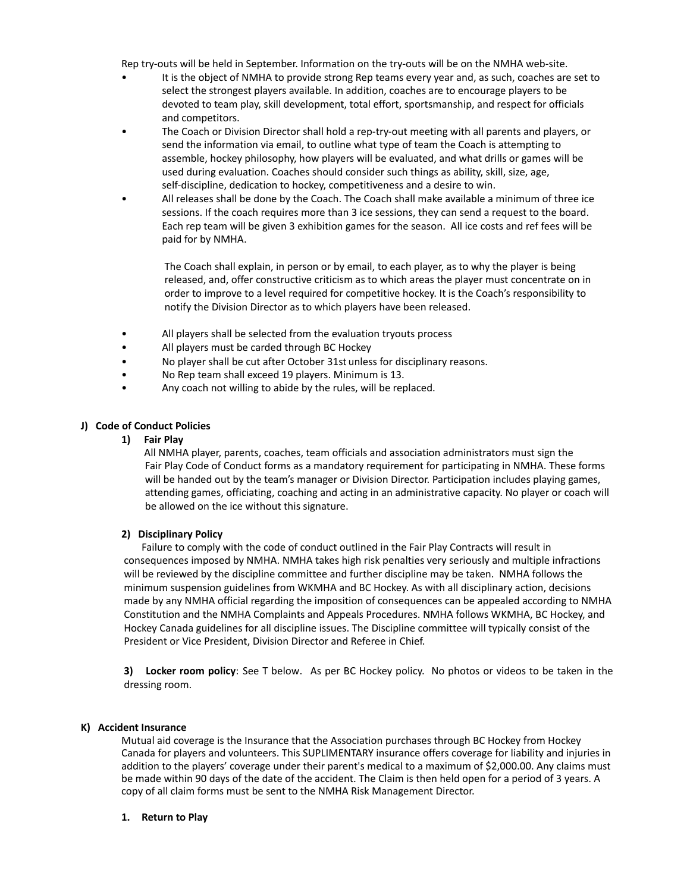Rep try-outs will be held in September. Information on the try-outs will be on the NMHA web-site.

- It is the object of NMHA to provide strong Rep teams every year and, as such, coaches are set to select the strongest players available. In addition, coaches are to encourage players to be devoted to team play, skill development, total effort, sportsmanship, and respect for officials and competitors.
- The Coach or Division Director shall hold a rep-try-out meeting with all parents and players, or send the information via email, to outline what type of team the Coach is attempting to assemble, hockey philosophy, how players will be evaluated, and what drills or games will be used during evaluation. Coaches should consider such things as ability, skill, size, age, self-discipline, dedication to hockey, competitiveness and a desire to win.
- All releases shall be done by the Coach. The Coach shall make available a minimum of three ice sessions. If the coach requires more than 3 ice sessions, they can send a request to the board. Each rep team will be given 3 exhibition games for the season. All ice costs and ref fees will be paid for by NMHA.

  The Coach shall explain, in person or by email, to each player, as to why the player is being released, and, offer constructive criticism as to which areas the player must concentrate on in order to improve to a level required for competitive hockey. It is the Coach's responsibility to notify the Division Director as to which players have been released.

- All players shall be selected from the evaluation tryouts process
- All players must be carded through BC Hockey
- No player shall be cut after October 31st unless for disciplinary reasons.
- No Rep team shall exceed 19 players. Minimum is 13.
- Any coach not willing to abide by the rules, will be replaced.

## J) Code of Conduct Policies

### 1) Fair Play

All NMHA player, parents, coaches, team officials and association administrators must sign the Fair Play Code of Conduct forms as a mandatory requirement for participating in NMHA. These forms will be handed out by the team's manager or Division Director. Participation includes playing games, attending games, officiating, coaching and acting in an administrative capacity. No player or coach will be allowed on the ice without this signature.

### 2) Disciplinary Policy

Failure to comply with the code of conduct outlined in the Fair Play Contracts will result in consequences imposed by NMHA. NMHA takes high risk penalties very seriously and multiple infractions will be reviewed by the discipline committee and further discipline may be taken. NMHA follows the minimum suspension guidelines from WKMHA and BC Hockey. As with all disciplinary action, decisions made by any NMHA official regarding the imposition of consequences can be appealed according to NMHA Constitution and the NMHA Complaints and Appeals Procedures. NMHA follows WKMHA, BC Hockey, and Hockey Canada guidelines for all discipline issues. The Discipline committee will typically consist of the President or Vice President, Division Director and Referee in Chief.

**3) Locker room policy**: See T below. As per BC Hockey policy. No photos or videos to be taken in the dressing room.

## K) Accident Insurance

Mutual aid coverage is the Insurance that the Association purchases through BC Hockey from Hockey Canada for players and volunteers. This SUPLIMENTARY insurance offers coverage for liability and injuries in addition to the players' coverage under their parent's medical to a maximum of $2,000.00. Any claims must be made within 90 days of the date of the accident. The Claim is then held open for a period of 3 years. A copy of all claim forms must be sent to the NMHA Risk Management Director.

### 1. Return to Play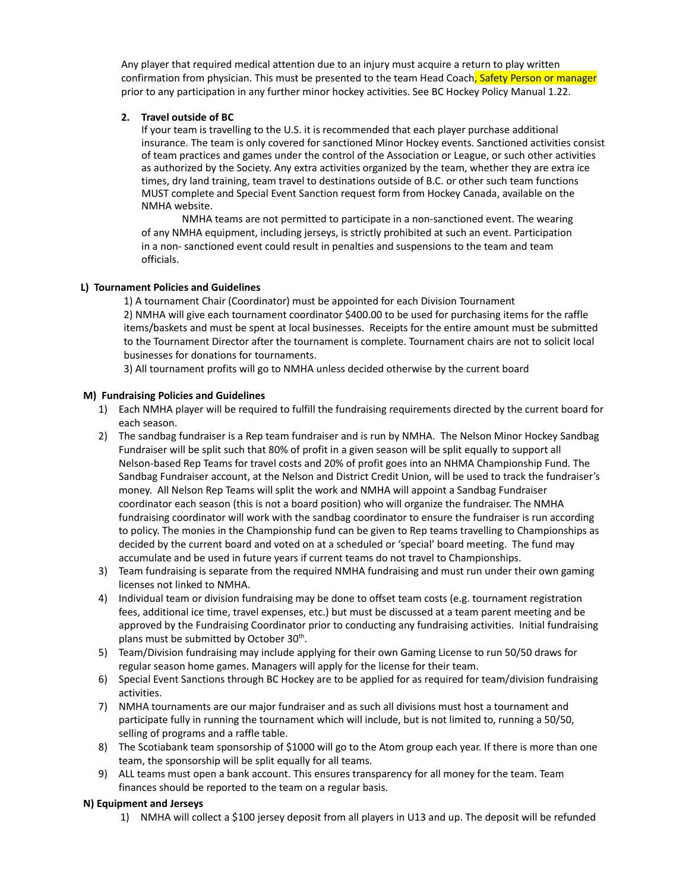Any player that required medical attention due to an injury must acquire a return to play written confirmation from physician. This must be presented to the team Head Coach, Safety Person or manager prior to any participation in any further minor hockey activities. See BC Hockey Policy Manual 1.22.

**2. Travel outside of BC**

If your team is travelling to the U.S. it is recommended that each player purchase additional insurance. The team is only covered for sanctioned Minor Hockey events. Sanctioned activities consist of team practices and games under the control of the Association or League, or such other activities as authorized by the Society. Any extra activities organized by the team, whether they are extra ice times, dry land training, team travel to destinations outside of B.C. or other such team functions MUST complete and Special Event Sanction request form from Hockey Canada, available on the NMHA website.

NMHA teams are not permitted to participate in a non-sanctioned event. The wearing of any NMHA equipment, including jerseys, is strictly prohibited at such an event. Participation in a non- sanctioned event could result in penalties and suspensions to the team and team officials.

**L) Tournament Policies and Guidelines**

1) A tournament Chair (Coordinator) must be appointed for each Division Tournament
2) NMHA will give each tournament coordinator $400.00 to be used for purchasing items for the raffle items/baskets and must be spent at local businesses. Receipts for the entire amount must be submitted to the Tournament Director after the tournament is complete. Tournament chairs are not to solicit local businesses for donations for tournaments.
3) All tournament profits will go to NMHA unless decided otherwise by the current board

**M) Fundraising Policies and Guidelines**

1) Each NMHA player will be required to fulfill the fundraising requirements directed by the current board for each season.
2) The sandbag fundraiser is a Rep team fundraiser and is run by NMHA. The Nelson Minor Hockey Sandbag Fundraiser will be split such that 80% of profit in a given season will be split equally to support all Nelson-based Rep Teams for travel costs and 20% of profit goes into an NHMA Championship Fund. The Sandbag Fundraiser account, at the Nelson and District Credit Union, will be used to track the fundraiser's money. All Nelson Rep Teams will split the work and NMHA will appoint a Sandbag Fundraiser coordinator each season (this is not a board position) who will organize the fundraiser. The NMHA fundraising coordinator will work with the sandbag coordinator to ensure the fundraiser is run according to policy. The monies in the Championship fund can be given to Rep teams travelling to Championships as decided by the current board and voted on at a scheduled or 'special' board meeting. The fund may accumulate and be used in future years if current teams do not travel to Championships.
3) Team fundraising is separate from the required NMHA fundraising and must run under their own gaming licenses not linked to NMHA.
4) Individual team or division fundraising may be done to offset team costs (e.g. tournament registration fees, additional ice time, travel expenses, etc.) but must be discussed at a team parent meeting and be approved by the Fundraising Coordinator prior to conducting any fundraising activities. Initial fundraising plans must be submitted by October 30th.
5) Team/Division fundraising may include applying for their own Gaming License to run 50/50 draws for regular season home games. Managers will apply for the license for their team.
6) Special Event Sanctions through BC Hockey are to be applied for as required for team/division fundraising activities.
7) NMHA tournaments are our major fundraiser and as such all divisions must host a tournament and participate fully in running the tournament which will include, but is not limited to, running a 50/50, selling of programs and a raffle table.
8) The Scotiabank team sponsorship of $1000 will go to the Atom group each year. If there is more than one team, the sponsorship will be split equally for all teams.
9) ALL teams must open a bank account. This ensures transparency for all money for the team. Team finances should be reported to the team on a regular basis.

**N) Equipment and Jerseys**

1) NMHA will collect a $100 jersey deposit from all players in U13 and up. The deposit will be refunded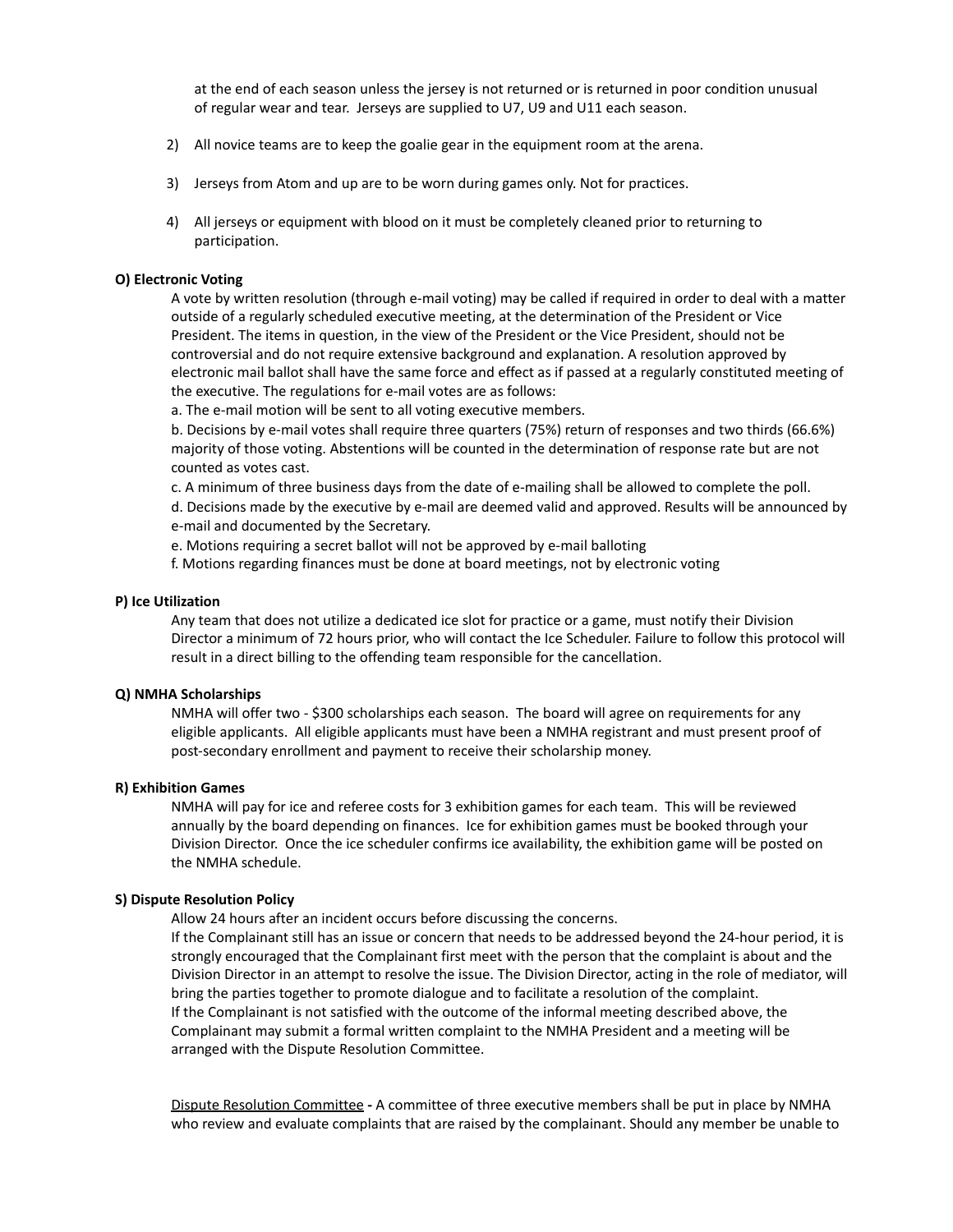at the end of each season unless the jersey is not returned or is returned in poor condition unusual of regular wear and tear. Jerseys are supplied to U7, U9 and U11 each season.

2) All novice teams are to keep the goalie gear in the equipment room at the arena.

3) Jerseys from Atom and up are to be worn during games only. Not for practices.

4) All jerseys or equipment with blood on it must be completely cleaned prior to returning to participation.

**O) Electronic Voting**

A vote by written resolution (through e-mail voting) may be called if required in order to deal with a matter outside of a regularly scheduled executive meeting, at the determination of the President or Vice President. The items in question, in the view of the President or the Vice President, should not be controversial and do not require extensive background and explanation. A resolution approved by electronic mail ballot shall have the same force and effect as if passed at a regularly constituted meeting of the executive. The regulations for e-mail votes are as follows:

a. The e-mail motion will be sent to all voting executive members.

b. Decisions by e-mail votes shall require three quarters (75%) return of responses and two thirds (66.6%) majority of those voting. Abstentions will be counted in the determination of response rate but are not counted as votes cast.

c. A minimum of three business days from the date of e-mailing shall be allowed to complete the poll.

d. Decisions made by the executive by e-mail are deemed valid and approved. Results will be announced by e-mail and documented by the Secretary.

e. Motions requiring a secret ballot will not be approved by e-mail balloting

f. Motions regarding finances must be done at board meetings, not by electronic voting

**P) Ice Utilization**

Any team that does not utilize a dedicated ice slot for practice or a game, must notify their Division Director a minimum of 72 hours prior, who will contact the Ice Scheduler. Failure to follow this protocol will result in a direct billing to the offending team responsible for the cancellation.

**Q) NMHA Scholarships**

NMHA will offer two - $300 scholarships each season. The board will agree on requirements for any eligible applicants. All eligible applicants must have been a NMHA registrant and must present proof of post-secondary enrollment and payment to receive their scholarship money.

**R) Exhibition Games**

NMHA will pay for ice and referee costs for 3 exhibition games for each team. This will be reviewed annually by the board depending on finances. Ice for exhibition games must be booked through your Division Director. Once the ice scheduler confirms ice availability, the exhibition game will be posted on the NMHA schedule.

**S) Dispute Resolution Policy**

Allow 24 hours after an incident occurs before discussing the concerns.

If the Complainant still has an issue or concern that needs to be addressed beyond the 24-hour period, it is strongly encouraged that the Complainant first meet with the person that the complaint is about and the Division Director in an attempt to resolve the issue. The Division Director, acting in the role of mediator, will bring the parties together to promote dialogue and to facilitate a resolution of the complaint.

If the Complainant is not satisfied with the outcome of the informal meeting described above, the Complainant may submit a formal written complaint to the NMHA President and a meeting will be arranged with the Dispute Resolution Committee.

<u>Dispute Resolution Committee</u> **-** A committee of three executive members shall be put in place by NMHA who review and evaluate complaints that are raised by the complainant. Should any member be unable to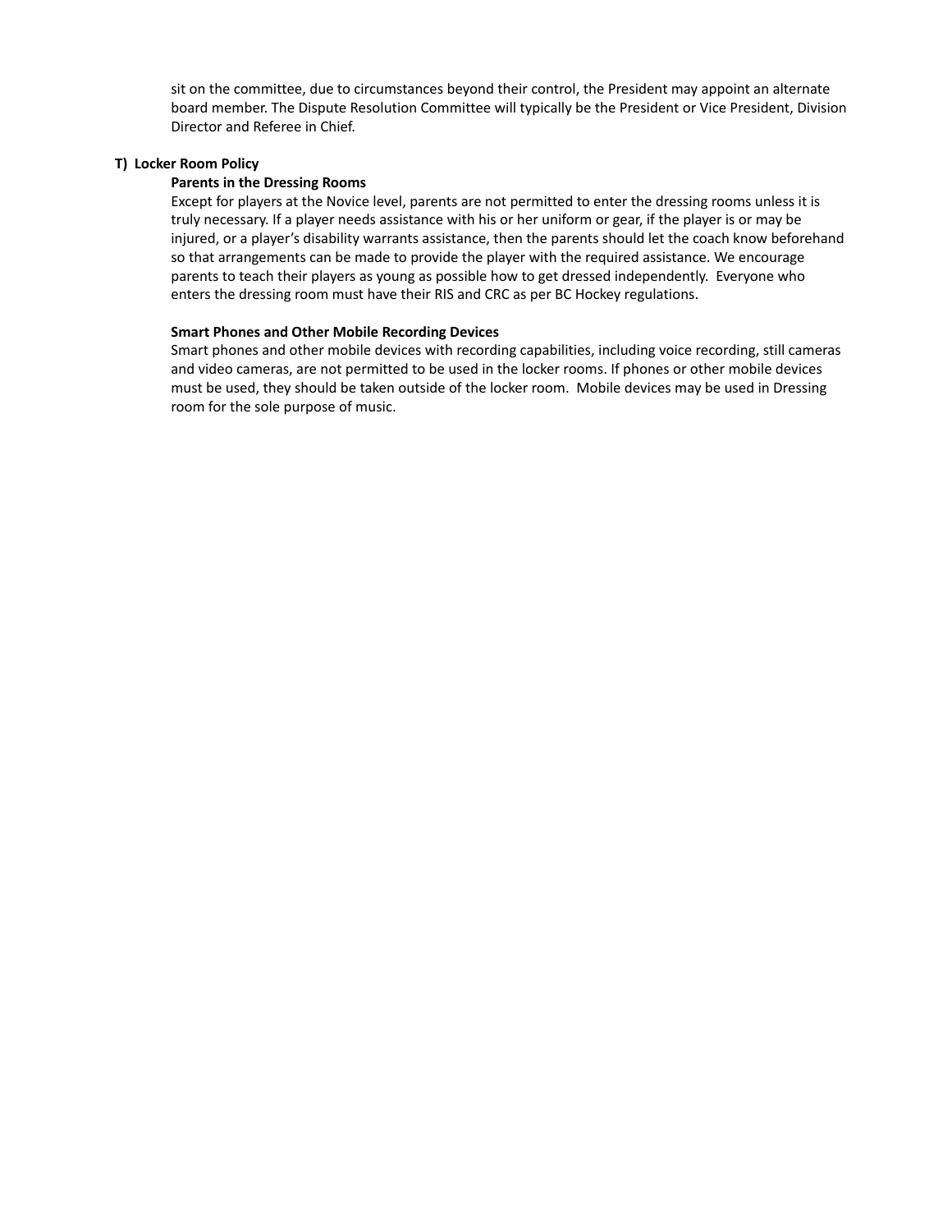sit on the committee, due to circumstances beyond their control, the President may appoint an alternate board member. The Dispute Resolution Committee will typically be the President or Vice President, Division Director and Referee in Chief.

**T) Locker Room Policy**

**Parents in the Dressing Rooms**

Except for players at the Novice level, parents are not permitted to enter the dressing rooms unless it is truly necessary. If a player needs assistance with his or her uniform or gear, if the player is or may be injured, or a player's disability warrants assistance, then the parents should let the coach know beforehand so that arrangements can be made to provide the player with the required assistance. We encourage parents to teach their players as young as possible how to get dressed independently. Everyone who enters the dressing room must have their RIS and CRC as per BC Hockey regulations.

**Smart Phones and Other Mobile Recording Devices**

Smart phones and other mobile devices with recording capabilities, including voice recording, still cameras and video cameras, are not permitted to be used in the locker rooms. If phones or other mobile devices must be used, they should be taken outside of the locker room. Mobile devices may be used in Dressing room for the sole purpose of music.